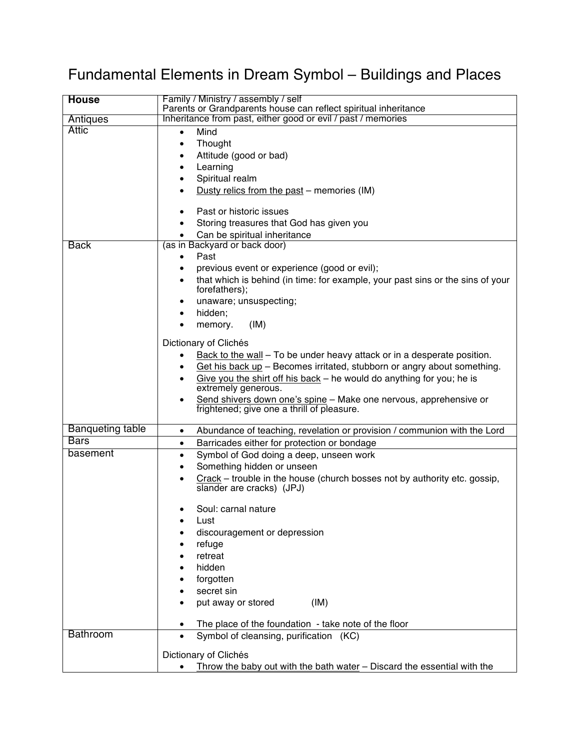# Fundamental Elements in Dream Symbol – Buildings and Places

| **House** | Family / Ministry / assembly / self<br>Parents or Grandparents house can reflect spiritual inheritance |
|---|---|
| Antiques | Inheritance from past, either good or evil / past / memories |
| Attic | • Mind<br>• Thought<br>• Attitude (good or bad)<br>• Learning<br>• Spiritual realm<br>• <u>Dusty relics from the past</u> – memories (IM)<br><br>• Past or historic issues<br>• Storing treasures that God has given you<br>• Can be spiritual inheritance |
| Back | (as in Backyard or back door)<br>• Past<br>• previous event or experience (good or evil);<br>• that which is behind (in time: for example, your past sins or the sins of your forefathers);<br>• unaware; unsuspecting;<br>• hidden;<br>• memory. (IM)<br><br>Dictionary of Clichés<br>• <u>Back to the wall</u> – To be under heavy attack or in a desperate position.<br>• <u>Get his back up</u> – Becomes irritated, stubborn or angry about something.<br>• <u>Give you the shirt off his back</u> – he would do anything for you; he is extremely generous.<br>• <u>Send shivers down one's spine</u> – Make one nervous, apprehensive or frightened; give one a thrill of pleasure. |
| Banqueting table | • Abundance of teaching, revelation or provision / communion with the Lord |
| Bars | • Barricades either for protection or bondage |
| basement | • Symbol of God doing a deep, unseen work<br>• Something hidden or unseen<br>• <u>Crack</u> – trouble in the house (church bosses not by authority etc. gossip, slander are cracks) (JPJ)<br><br>• Soul: carnal nature<br>• Lust<br>• discouragement or depression<br>• refuge<br>• retreat<br>• hidden<br>• forgotten<br>• secret sin<br>• put away or stored (IM)<br><br>• The place of the foundation - take note of the floor |
| Bathroom | • Symbol of cleansing, purification (KC)<br><br>Dictionary of Clichés<br>• <u>Throw the baby out with the bath water</u> – Discard the essential with the |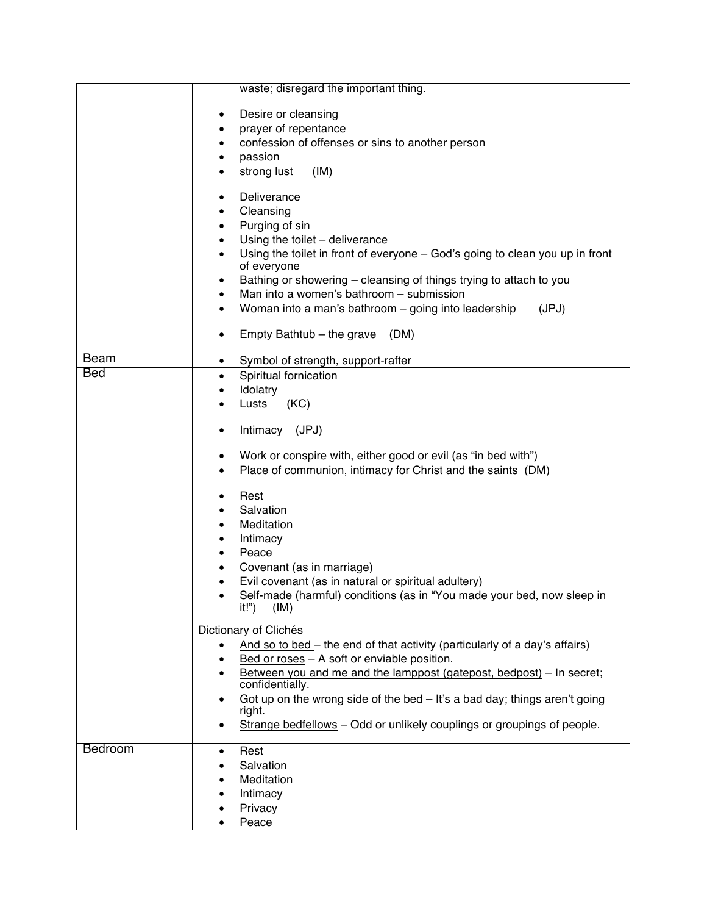| | |
|---|---|
| | waste; disregard the important thing.<br><br>• Desire or cleansing<br>• prayer of repentance<br>• confession of offenses or sins to another person<br>• passion<br>• strong lust (IM)<br><br>• Deliverance<br>• Cleansing<br>• Purging of sin<br>• Using the toilet – deliverance<br>• Using the toilet in front of everyone – God's going to clean you up in front of everyone<br>• <u>Bathing or showering</u> – cleansing of things trying to attach to you<br>• <u>Man into a women's bathroom</u> – submission<br>• <u>Woman into a man's bathroom</u> – going into leadership (JPJ)<br><br>• <u>Empty Bathtub</u> – the grave (DM) |
| Beam | • Symbol of strength, support-rafter |
| Bed | • Spiritual fornication<br>• Idolatry<br>• Lusts (KC)<br><br>• Intimacy (JPJ)<br><br>• Work or conspire with, either good or evil (as "in bed with")<br>• Place of communion, intimacy for Christ and the saints (DM)<br><br>• Rest<br>• Salvation<br>• Meditation<br>• Intimacy<br>• Peace<br>• Covenant (as in marriage)<br>• Evil covenant (as in natural or spiritual adultery)<br>• Self-made (harmful) conditions (as in "You made your bed, now sleep in it!") (IM)<br><br>Dictionary of Clichés<br>• <u>And so to bed</u> – the end of that activity (particularly of a day's affairs)<br>• <u>Bed or roses</u> – A soft or enviable position.<br>• <u>Between you and me and the lamppost (gatepost, bedpost)</u> – In secret; confidentially.<br>• <u>Got up on the wrong side of the bed</u> – It's a bad day; things aren't going right.<br>• <u>Strange bedfellows</u> – Odd or unlikely couplings or groupings of people. |
| Bedroom | • Rest<br>• Salvation<br>• Meditation<br>• Intimacy<br>• Privacy<br>• Peace |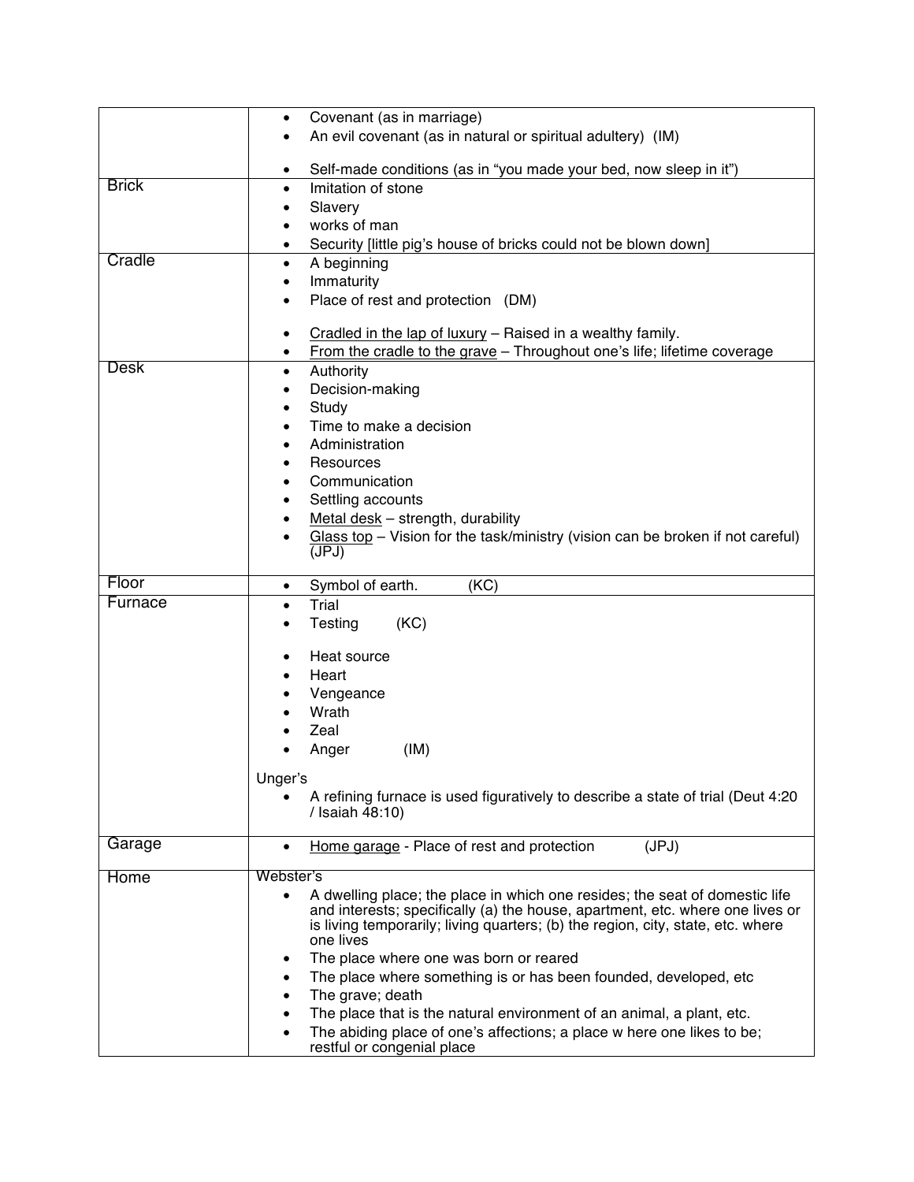| | |
|---|---|
| | • Covenant (as in marriage)<br>• An evil covenant (as in natural or spiritual adultery) (IM)<br><br>• Self-made conditions (as in "you made your bed, now sleep in it") |
| Brick | • Imitation of stone<br>• Slavery<br>• works of man<br>• Security [little pig's house of bricks could not be blown down] |
| Cradle | • A beginning<br>• Immaturity<br>• Place of rest and protection (DM)<br><br>• Cradled in the lap of luxury – Raised in a wealthy family.<br>• From the cradle to the grave – Throughout one's life; lifetime coverage |
| Desk | • Authority<br>• Decision-making<br>• Study<br>• Time to make a decision<br>• Administration<br>• Resources<br>• Communication<br>• Settling accounts<br>• Metal desk – strength, durability<br>• Glass top – Vision for the task/ministry (vision can be broken if not careful) (JPJ) |
| Floor | • Symbol of earth. (KC) |
| Furnace | • Trial<br>• Testing (KC)<br><br>• Heat source<br>• Heart<br>• Vengeance<br>• Wrath<br>• Zeal<br>• Anger (IM)<br><br>Unger's<br>• A refining furnace is used figuratively to describe a state of trial (Deut 4:20 / Isaiah 48:10) |
| Garage | • Home garage - Place of rest and protection (JPJ) |
| Home | Webster's<br>• A dwelling place; the place in which one resides; the seat of domestic life and interests; specifically (a) the house, apartment, etc. where one lives or is living temporarily; living quarters; (b) the region, city, state, etc. where one lives<br>• The place where one was born or reared<br>• The place where something is or has been founded, developed, etc<br>• The grave; death<br>• The place that is the natural environment of an animal, a plant, etc.<br>• The abiding place of one's affections; a place w here one likes to be; restful or congenial place |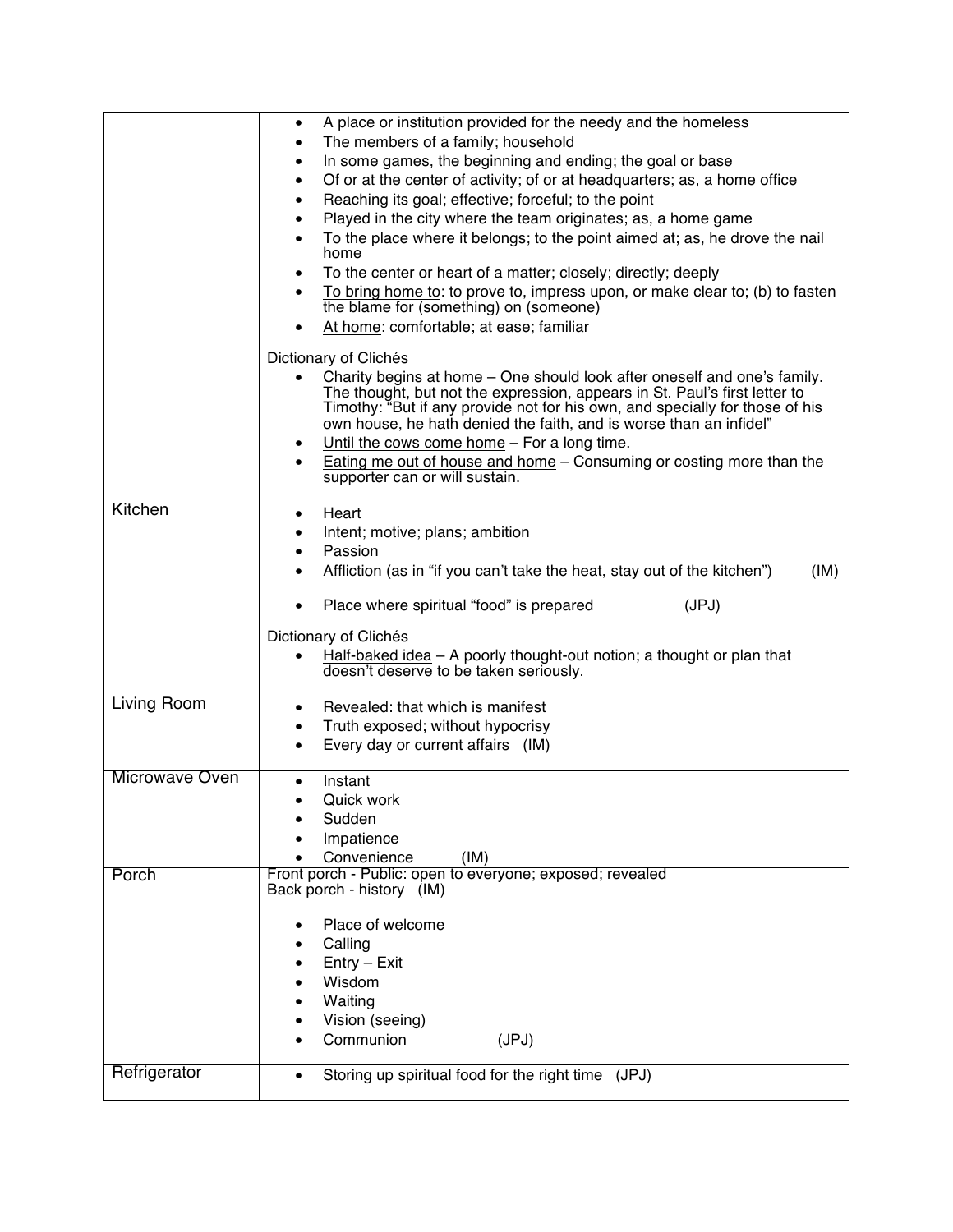| | |
|---|---|
| | • A place or institution provided for the needy and the homeless<br>• The members of a family; household<br>• In some games, the beginning and ending; the goal or base<br>• Of or at the center of activity; of or at headquarters; as, a home office<br>• Reaching its goal; effective; forceful; to the point<br>• Played in the city where the team originates; as, a home game<br>• To the place where it belongs; to the point aimed at; as, he drove the nail home<br>• To the center or heart of a matter; closely; directly; deeply<br>• To bring home to: to prove to, impress upon, or make clear to; (b) to fasten the blame for (something) on (someone)<br>• At home: comfortable; at ease; familiar<br><br>Dictionary of Clichés<br>• Charity begins at home – One should look after oneself and one's family. The thought, but not the expression, appears in St. Paul's first letter to Timothy: "But if any provide not for his own, and specially for those of his own house, he hath denied the faith, and is worse than an infidel"<br>• Until the cows come home – For a long time.<br>• Eating me out of house and home – Consuming or costing more than the supporter can or will sustain. |
| Kitchen | • Heart<br>• Intent; motive; plans; ambition<br>• Passion<br>• Affliction (as in "if you can't take the heat, stay out of the kitchen") (IM)<br><br>• Place where spiritual "food" is prepared (JPJ)<br><br>Dictionary of Clichés<br>• Half-baked idea – A poorly thought-out notion; a thought or plan that doesn't deserve to be taken seriously. |
| Living Room | • Revealed: that which is manifest<br>• Truth exposed; without hypocrisy<br>• Every day or current affairs (IM) |
| Microwave Oven | • Instant<br>• Quick work<br>• Sudden<br>• Impatience<br>• Convenience (IM) |
| Porch | Front porch - Public: open to everyone; exposed; revealed<br>Back porch - history (IM)<br><br>• Place of welcome<br>• Calling<br>• Entry – Exit<br>• Wisdom<br>• Waiting<br>• Vision (seeing)<br>• Communion (JPJ) |
| Refrigerator | • Storing up spiritual food for the right time (JPJ) |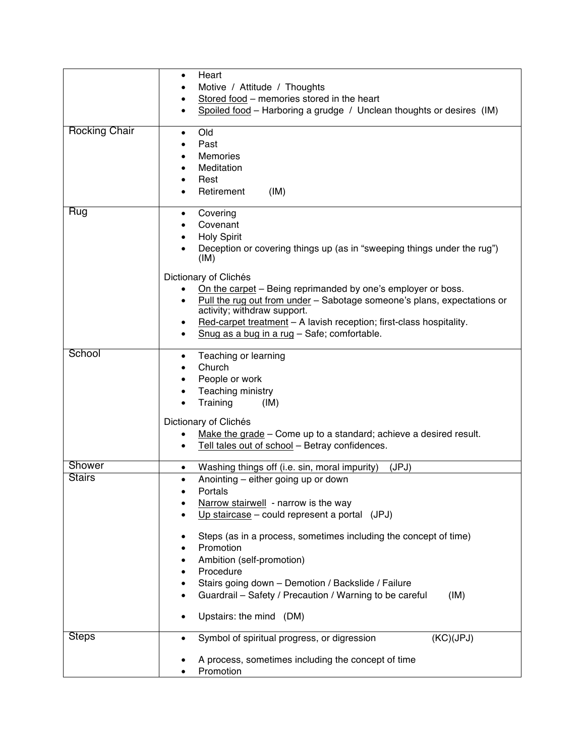| | |
|---|---|
| | • Heart<br>• Motive / Attitude / Thoughts<br>• <u>Stored food</u> – memories stored in the heart<br>• <u>Spoiled food</u> – Harboring a grudge / Unclean thoughts or desires (IM) |
| Rocking Chair | • Old<br>• Past<br>• Memories<br>• Meditation<br>• Rest<br>• Retirement (IM) |
| Rug | • Covering<br>• Covenant<br>• Holy Spirit<br>• Deception or covering things up (as in "sweeping things under the rug") (IM)<br><br>Dictionary of Clichés<br>• <u>On the carpet</u> – Being reprimanded by one's employer or boss.<br>• <u>Pull the rug out from under</u> – Sabotage someone's plans, expectations or activity; withdraw support.<br>• <u>Red-carpet treatment</u> – A lavish reception; first-class hospitality.<br>• <u>Snug as a bug in a rug</u> – Safe; comfortable. |
| School | • Teaching or learning<br>• Church<br>• People or work<br>• Teaching ministry<br>• Training (IM)<br><br>Dictionary of Clichés<br>• <u>Make the grade</u> – Come up to a standard; achieve a desired result.<br>• <u>Tell tales out of school</u> – Betray confidences. |
| Shower | • Washing things off (i.e. sin, moral impurity) (JPJ) |
| Stairs | • Anointing – either going up or down<br>• Portals<br>• <u>Narrow stairwell</u> - narrow is the way<br>• <u>Up staircase</u> – could represent a portal (JPJ)<br><br>• Steps (as in a process, sometimes including the concept of time)<br>• Promotion<br>• Ambition (self-promotion)<br>• Procedure<br>• Stairs going down – Demotion / Backslide / Failure<br>• Guardrail – Safety / Precaution / Warning to be careful (IM)<br><br>• Upstairs: the mind (DM) |
| Steps | • Symbol of spiritual progress, or digression (KC)(JPJ)<br><br>• A process, sometimes including the concept of time<br>• Promotion |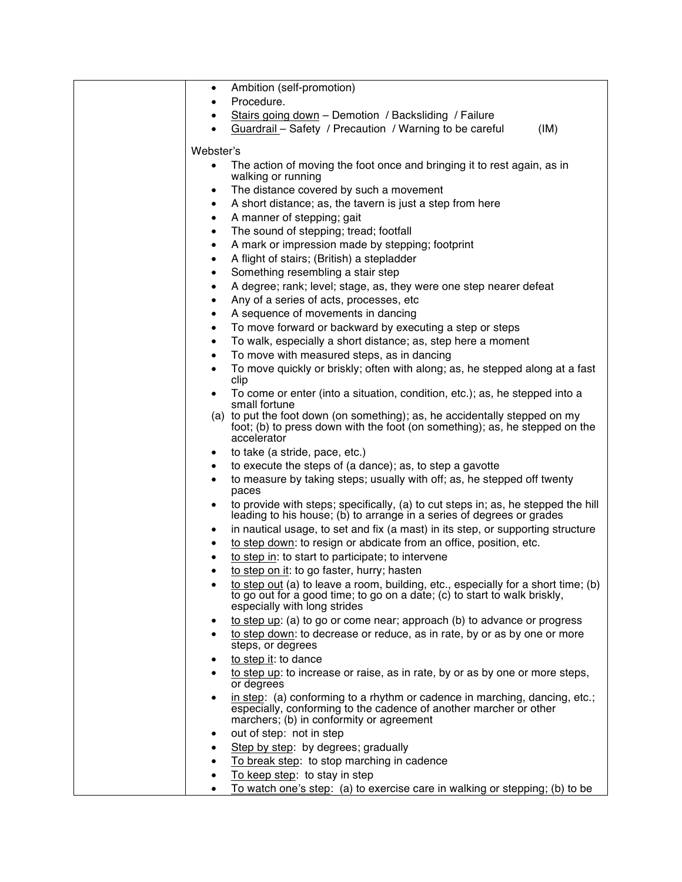| | |
|---|---|
| | • Ambition (self-promotion)<br>• Procedure.<br>• <u>Stairs going down</u> – Demotion / Backsliding / Failure<br>• <u>Guardrail</u> – Safety / Precaution / Warning to be careful (IM)<br><br>Webster's<br>• The action of moving the foot once and bringing it to rest again, as in walking or running<br>• The distance covered by such a movement<br>• A short distance; as, the tavern is just a step from here<br>• A manner of stepping; gait<br>• The sound of stepping; tread; footfall<br>• A mark or impression made by stepping; footprint<br>• A flight of stairs; (British) a stepladder<br>• Something resembling a stair step<br>• A degree; rank; level; stage, as, they were one step nearer defeat<br>• Any of a series of acts, processes, etc<br>• A sequence of movements in dancing<br>• To move forward or backward by executing a step or steps<br>• To walk, especially a short distance; as, step here a moment<br>• To move with measured steps, as in dancing<br>• To move quickly or briskly; often with along; as, he stepped along at a fast clip<br>• To come or enter (into a situation, condition, etc.); as, he stepped into a small fortune<br>(a) to put the foot down (on something); as, he accidentally stepped on my foot; (b) to press down with the foot (on something); as, he stepped on the accelerator<br>• to take (a stride, pace, etc.)<br>• to execute the steps of (a dance); as, to step a gavotte<br>• to measure by taking steps; usually with off; as, he stepped off twenty paces<br>• to provide with steps; specifically, (a) to cut steps in; as, he stepped the hill leading to his house; (b) to arrange in a series of degrees or grades<br>• in nautical usage, to set and fix (a mast) in its step, or supporting structure<br>• <u>to step down</u>: to resign or abdicate from an office, position, etc.<br>• <u>to step in</u>: to start to participate; to intervene<br>• <u>to step on it</u>: to go faster, hurry; hasten<br>• <u>to step out</u> (a) to leave a room, building, etc., especially for a short time; (b) to go out for a good time; to go on a date; (c) to start to walk briskly, especially with long strides<br>• <u>to step up</u>: (a) to go or come near; approach (b) to advance or progress<br>• <u>to step down</u>: to decrease or reduce, as in rate, by or as by one or more steps, or degrees<br>• <u>to step it</u>: to dance<br>• <u>to step up</u>: to increase or raise, as in rate, by or as by one or more steps, or degrees<br>• <u>in step</u>: (a) conforming to a rhythm or cadence in marching, dancing, etc.; especially, conforming to the cadence of another marcher or other marchers; (b) in conformity or agreement<br>• out of step: not in step<br>• <u>Step by step</u>: by degrees; gradually<br>• <u>To break step</u>: to stop marching in cadence<br>• <u>To keep step</u>: to stay in step<br>• <u>To watch one's step</u>: (a) to exercise care in walking or stepping; (b) to be |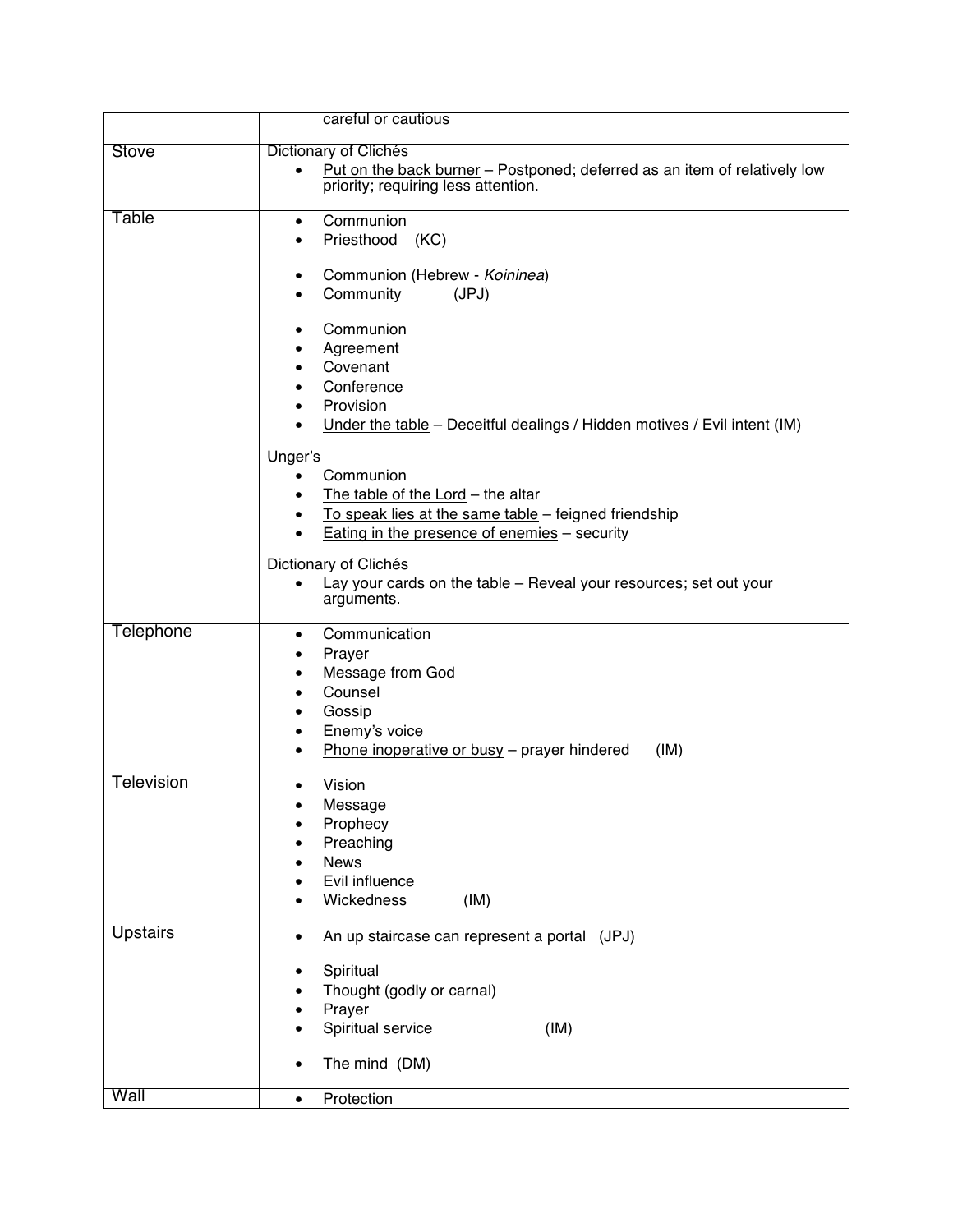| | |
|---|---|
| | careful or cautious |
| Stove | Dictionary of Clichés<br>• Put on the back burner – Postponed; deferred as an item of relatively low priority; requiring less attention. |
| Table | • Communion<br>• Priesthood (KC)<br><br>• Communion (Hebrew - *Koininea*)<br>• Community (JPJ)<br><br>• Communion<br>• Agreement<br>• Covenant<br>• Conference<br>• Provision<br>• Under the table – Deceitful dealings / Hidden motives / Evil intent (IM)<br><br>Unger's<br>• Communion<br>• The table of the Lord – the altar<br>• To speak lies at the same table – feigned friendship<br>• Eating in the presence of enemies – security<br><br>Dictionary of Clichés<br>• Lay your cards on the table – Reveal your resources; set out your arguments. |
| Telephone | • Communication<br>• Prayer<br>• Message from God<br>• Counsel<br>• Gossip<br>• Enemy's voice<br>• Phone inoperative or busy – prayer hindered (IM) |
| Television | • Vision<br>• Message<br>• Prophecy<br>• Preaching<br>• News<br>• Evil influence<br>• Wickedness (IM) |
| Upstairs | • An up staircase can represent a portal (JPJ)<br><br>• Spiritual<br>• Thought (godly or carnal)<br>• Prayer<br>• Spiritual service (IM)<br><br>• The mind (DM) |
| Wall | • Protection |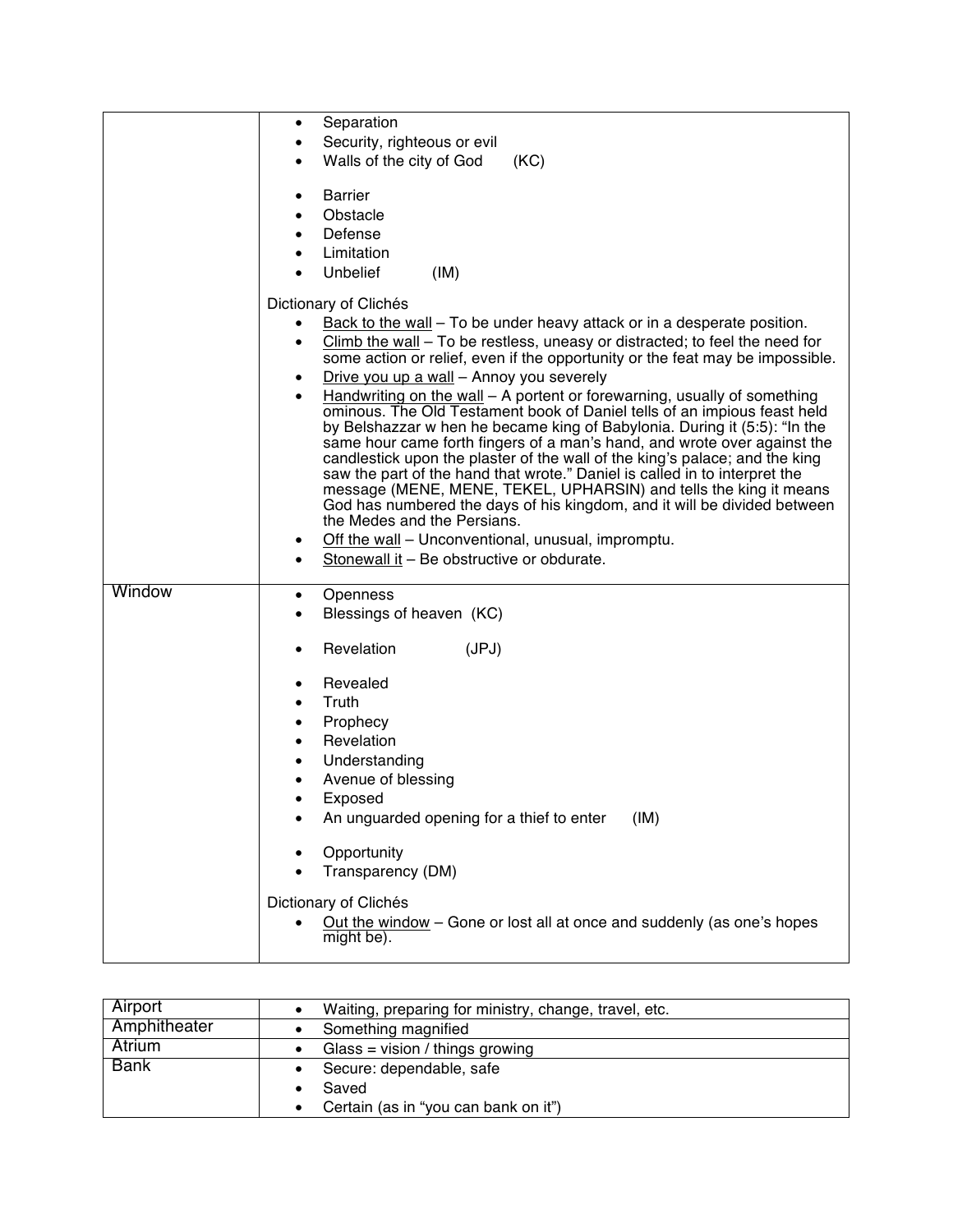| | |
|---|---|
| | • Separation<br>• Security, righteous or evil<br>• Walls of the city of God (KC)<br><br>• Barrier<br>• Obstacle<br>• Defense<br>• Limitation<br>• Unbelief (IM)<br><br>Dictionary of Clichés<br>• Back to the wall – To be under heavy attack or in a desperate position.<br>• Climb the wall – To be restless, uneasy or distracted; to feel the need for some action or relief, even if the opportunity or the feat may be impossible.<br>• Drive you up a wall – Annoy you severely<br>• Handwriting on the wall – A portent or forewarning, usually of something ominous. The Old Testament book of Daniel tells of an impious feast held by Belshazzar w hen he became king of Babylonia. During it (5:5): "In the same hour came forth fingers of a man's hand, and wrote over against the candlestick upon the plaster of the wall of the king's palace; and the king saw the part of the hand that wrote." Daniel is called in to interpret the message (MENE, MENE, TEKEL, UPHARSIN) and tells the king it means God has numbered the days of his kingdom, and it will be divided between the Medes and the Persians.<br>• Off the wall – Unconventional, unusual, impromptu.<br>• Stonewall it – Be obstructive or obdurate. |
| Window | • Openness<br>• Blessings of heaven (KC)<br><br>• Revelation (JPJ)<br><br>• Revealed<br>• Truth<br>• Prophecy<br>• Revelation<br>• Understanding<br>• Avenue of blessing<br>• Exposed<br>• An unguarded opening for a thief to enter (IM)<br><br>• Opportunity<br>• Transparency (DM)<br><br>Dictionary of Clichés<br>• Out the window – Gone or lost all at once and suddenly (as one's hopes might be). |

| | |
|---|---|
| Airport | • Waiting, preparing for ministry, change, travel, etc. |
| Amphitheater | • Something magnified |
| Atrium | • Glass = vision / things growing |
| Bank | • Secure: dependable, safe<br>• Saved<br>• Certain (as in "you can bank on it") |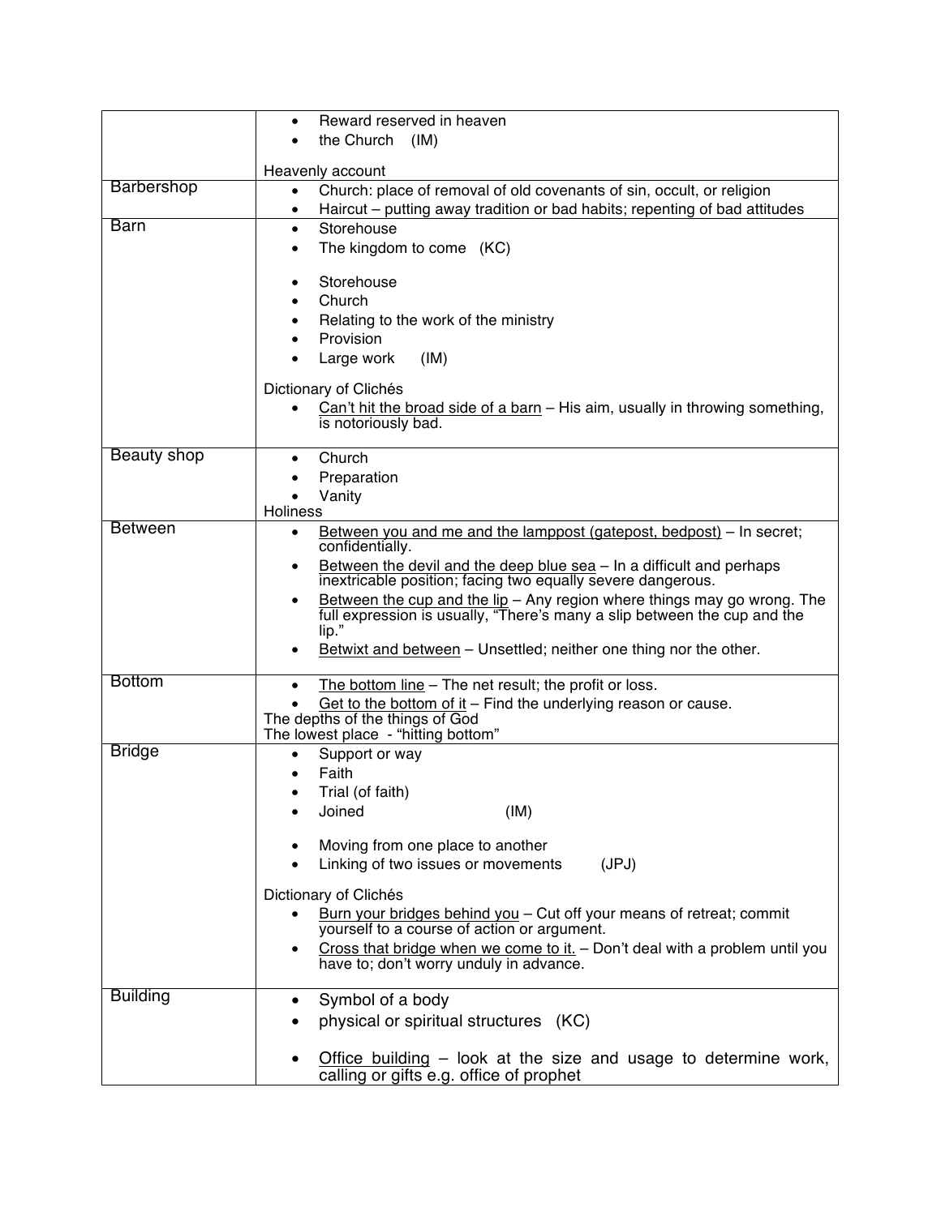| | |
|---|---|
| | • Reward reserved in heaven<br>• the Church (IM)<br><br>Heavenly account |
| Barbershop | • Church: place of removal of old covenants of sin, occult, or religion<br>• Haircut – putting away tradition or bad habits; repenting of bad attitudes |
| Barn | • Storehouse<br>• The kingdom to come (KC)<br><br>• Storehouse<br>• Church<br>• Relating to the work of the ministry<br>• Provision<br>• Large work (IM)<br><br>Dictionary of Clichés<br>• <u>Can't hit the broad side of a barn</u> – His aim, usually in throwing something, is notoriously bad. |
| Beauty shop | • Church<br>• Preparation<br>• Vanity<br>Holiness |
| Between | • <u>Between you and me and the lamppost (gatepost, bedpost)</u> – In secret; confidentially.<br>• <u>Between the devil and the deep blue sea</u> – In a difficult and perhaps inextricable position; facing two equally severe dangerous.<br>• <u>Between the cup and the lip</u> – Any region where things may go wrong. The full expression is usually, "There's many a slip between the cup and the lip."<br>• <u>Betwixt and between</u> – Unsettled; neither one thing nor the other. |
| Bottom | • <u>The bottom line</u> – The net result; the profit or loss.<br>• <u>Get to the bottom of it</u> – Find the underlying reason or cause.<br>The depths of the things of God<br>The lowest place - "hitting bottom" |
| Bridge | • Support or way<br>• Faith<br>• Trial (of faith)<br>• Joined (IM)<br><br>• Moving from one place to another<br>• Linking of two issues or movements (JPJ)<br><br>Dictionary of Clichés<br>• <u>Burn your bridges behind you</u> – Cut off your means of retreat; commit yourself to a course of action or argument.<br>• <u>Cross that bridge when we come to it.</u> – Don't deal with a problem until you have to; don't worry unduly in advance. |
| Building | • Symbol of a body<br>• physical or spiritual structures (KC)<br><br>• <u>Office building</u> – look at the size and usage to determine work, calling or gifts e.g. office of prophet |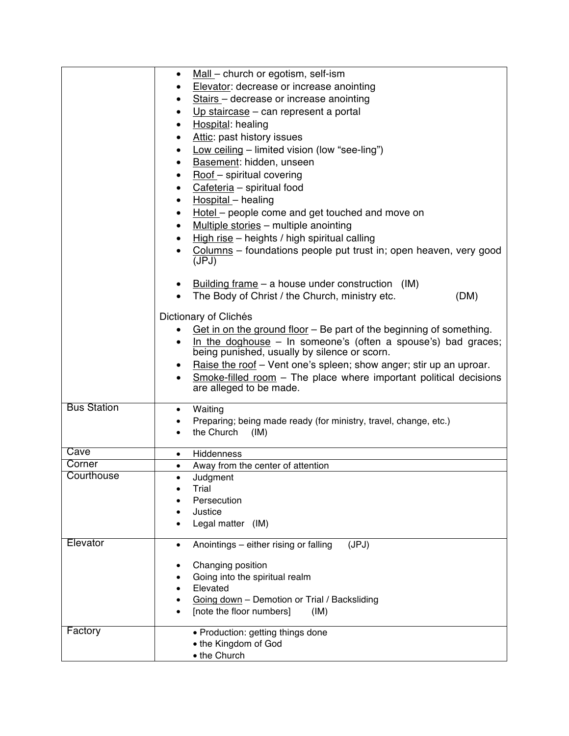| | |
|---|---|
| | • <u>Mall</u> – church or egotism, self-ism<br>• <u>Elevator</u>: decrease or increase anointing<br>• <u>Stairs</u> – decrease or increase anointing<br>• <u>Up staircase</u> – can represent a portal<br>• <u>Hospital</u>: healing<br>• <u>Attic</u>: past history issues<br>• <u>Low ceiling</u> – limited vision (low "see-ling")<br>• <u>Basement</u>: hidden, unseen<br>• <u>Roof</u> – spiritual covering<br>• <u>Cafeteria</u> – spiritual food<br>• <u>Hospital</u> – healing<br>• <u>Hotel</u> – people come and get touched and move on<br>• <u>Multiple stories</u> – multiple anointing<br>• <u>High rise</u> – heights / high spiritual calling<br>• <u>Columns</u> – foundations people put trust in; open heaven, very good (JPJ)<br><br>• <u>Building frame</u> – a house under construction (IM)<br>• The Body of Christ / the Church, ministry etc. (DM)<br><br>Dictionary of Clichés<br>• <u>Get in on the ground floor</u> – Be part of the beginning of something.<br>• <u>In the doghouse</u> – In someone's (often a spouse's) bad graces; being punished, usually by silence or scorn.<br>• <u>Raise the roof</u> – Vent one's spleen; show anger; stir up an uproar.<br>• <u>Smoke-filled room</u> – The place where important political decisions are alleged to be made. |
| Bus Station | • Waiting<br>• Preparing; being made ready (for ministry, travel, change, etc.)<br>• the Church (IM) |
| Cave | • Hiddenness |
| Corner | • Away from the center of attention |
| Courthouse | • Judgment<br>• Trial<br>• Persecution<br>• Justice<br>• Legal matter (IM) |
| Elevator | • Anointings – either rising or falling (JPJ)<br><br>• Changing position<br>• Going into the spiritual realm<br>• Elevated<br>• <u>Going down</u> – Demotion or Trial / Backsliding<br>• [note the floor numbers] (IM) |
| Factory | • Production: getting things done<br>• the Kingdom of God<br>• the Church |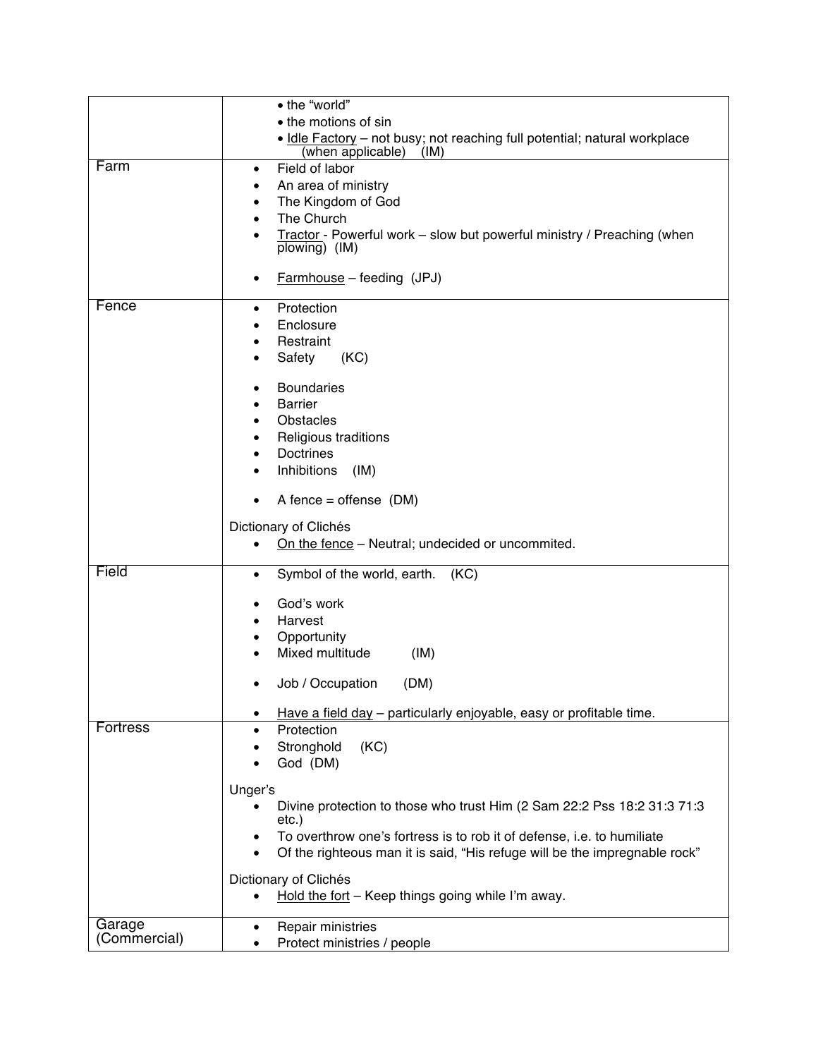| | |
|---|---|
| | • the "world"<br>• the motions of sin<br>• <u>Idle Factory</u> – not busy; not reaching full potential; natural workplace (when applicable) (IM) |
| Farm | • Field of labor<br>• An area of ministry<br>• The Kingdom of God<br>• The Church<br>• <u>Tractor</u> - Powerful work – slow but powerful ministry / Preaching (when plowing) (IM)<br><br>• <u>Farmhouse</u> – feeding (JPJ) |
| Fence | • Protection<br>• Enclosure<br>• Restraint<br>• Safety (KC)<br><br>• Boundaries<br>• Barrier<br>• Obstacles<br>• Religious traditions<br>• Doctrines<br>• Inhibitions (IM)<br><br>• A fence = offense (DM)<br><br>Dictionary of Clichés<br>• <u>On the fence</u> – Neutral; undecided or uncommited. |
| Field | • Symbol of the world, earth. (KC)<br><br>• God's work<br>• Harvest<br>• Opportunity<br>• Mixed multitude (IM)<br><br>• Job / Occupation (DM)<br><br>• <u>Have a field day</u> – particularly enjoyable, easy or profitable time. |
| Fortress | • Protection<br>• Stronghold (KC)<br>• God (DM)<br><br>Unger's<br>• Divine protection to those who trust Him (2 Sam 22:2 Pss 18:2 31:3 71:3 etc.)<br>• To overthrow one's fortress is to rob it of defense, i.e. to humiliate<br>• Of the righteous man it is said, "His refuge will be the impregnable rock"<br><br>Dictionary of Clichés<br>• <u>Hold the fort</u> – Keep things going while I'm away. |
| Garage (Commercial) | • Repair ministries<br>• Protect ministries / people |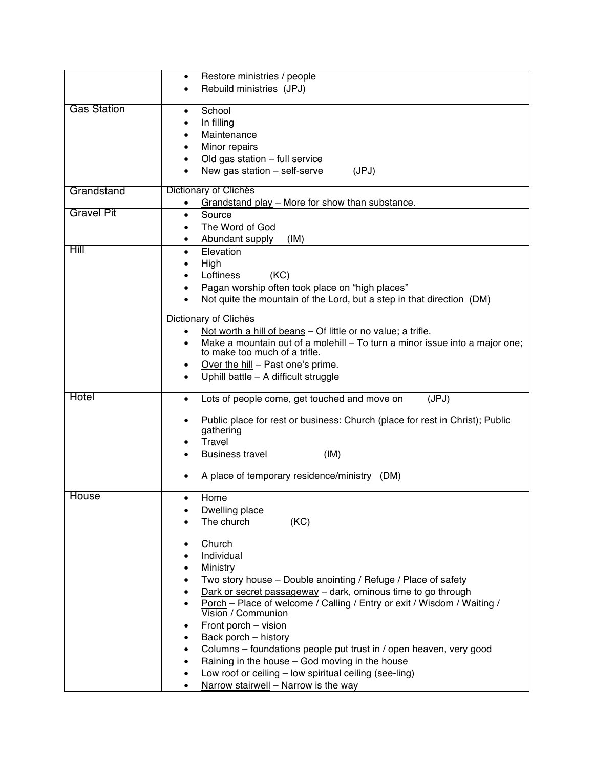| | |
|---|---|
| | • Restore ministries / people<br>• Rebuild ministries (JPJ) |
| Gas Station | • School<br>• In filling<br>• Maintenance<br>• Minor repairs<br>• Old gas station – full service<br>• New gas station – self-serve (JPJ) |
| Grandstand | Dictionary of Clichés<br>• <u>Grandstand play</u> – More for show than substance. |
| Gravel Pit | • Source<br>• The Word of God<br>• Abundant supply (IM) |
| Hill | • Elevation<br>• High<br>• Loftiness (KC)<br>• Pagan worship often took place on "high places"<br>• Not quite the mountain of the Lord, but a step in that direction (DM)<br><br>Dictionary of Clichés<br>• <u>Not worth a hill of beans</u> – Of little or no value; a trifle.<br>• <u>Make a mountain out of a molehill</u> – To turn a minor issue into a major one; to make too much of a trifle.<br>• <u>Over the hill</u> – Past one's prime.<br>• <u>Uphill battle</u> – A difficult struggle |
| Hotel | • Lots of people come, get touched and move on (JPJ)<br><br>• Public place for rest or business: Church (place for rest in Christ); Public gathering<br>• Travel<br>• Business travel (IM)<br><br>• A place of temporary residence/ministry (DM) |
| House | • Home<br>• Dwelling place<br>• The church (KC)<br><br>• Church<br>• Individual<br>• Ministry<br>• <u>Two story house</u> – Double anointing / Refuge / Place of safety<br>• <u>Dark or secret passageway</u> – dark, ominous time to go through<br>• <u>Porch</u> – Place of welcome / Calling / Entry or exit / Wisdom / Waiting / Vision / Communion<br>• <u>Front porch</u> – vision<br>• <u>Back porch</u> – history<br>• Columns – foundations people put trust in / open heaven, very good<br>• <u>Raining in the house</u> – God moving in the house<br>• <u>Low roof or ceiling</u> – low spiritual ceiling (see-ling)<br>• <u>Narrow stairwell</u> – Narrow is the way |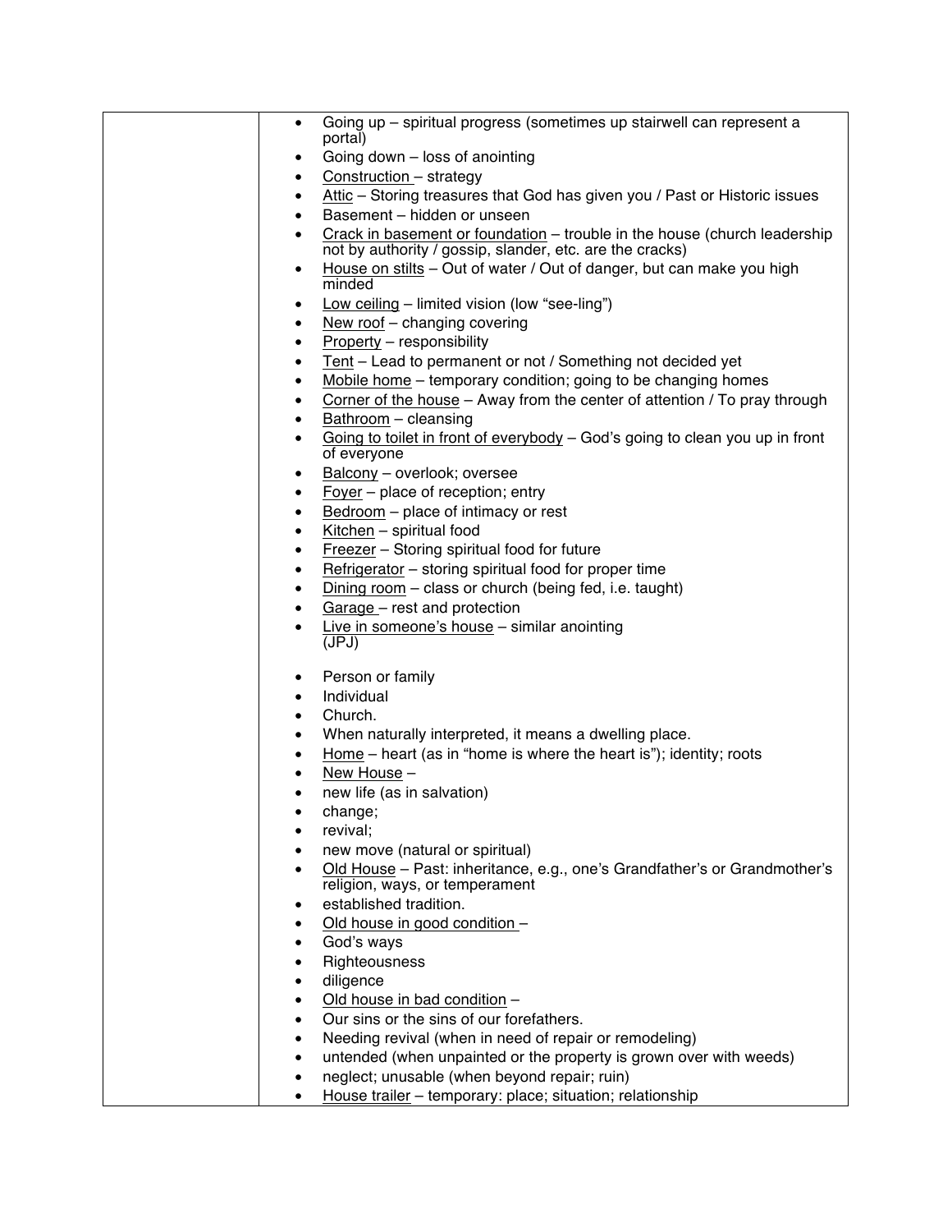| | |
|---|---|
| | • Going up – spiritual progress (sometimes up stairwell can represent a portal)<br>• Going down – loss of anointing<br>• <u>Construction</u> – strategy<br>• <u>Attic</u> – Storing treasures that God has given you / Past or Historic issues<br>• Basement – hidden or unseen<br>• <u>Crack in basement or foundation</u> – trouble in the house (church leadership not by authority / gossip, slander, etc. are the cracks)<br>• <u>House on stilts</u> – Out of water / Out of danger, but can make you high minded<br>• <u>Low ceiling</u> – limited vision (low "see-ling")<br>• <u>New roof</u> – changing covering<br>• <u>Property</u> – responsibility<br>• <u>Tent</u> – Lead to permanent or not / Something not decided yet<br>• <u>Mobile home</u> – temporary condition; going to be changing homes<br>• <u>Corner of the house</u> – Away from the center of attention / To pray through<br>• <u>Bathroom</u> – cleansing<br>• <u>Going to toilet in front of everybody</u> – God's going to clean you up in front of everyone<br>• <u>Balcony</u> – overlook; oversee<br>• <u>Foyer</u> – place of reception; entry<br>• <u>Bedroom</u> – place of intimacy or rest<br>• <u>Kitchen</u> – spiritual food<br>• <u>Freezer</u> – Storing spiritual food for future<br>• <u>Refrigerator</u> – storing spiritual food for proper time<br>• <u>Dining room</u> – class or church (being fed, i.e. taught)<br>• <u>Garage</u> – rest and protection<br>• <u>Live in someone's house</u> – similar anointing (JPJ)<br><br>• Person or family<br>• Individual<br>• Church.<br>• When naturally interpreted, it means a dwelling place.<br>• <u>Home</u> – heart (as in "home is where the heart is"); identity; roots<br>• <u>New House</u> –<br>• new life (as in salvation)<br>• change;<br>• revival;<br>• new move (natural or spiritual)<br>• <u>Old House</u> – Past: inheritance, e.g., one's Grandfather's or Grandmother's religion, ways, or temperament<br>• established tradition.<br>• <u>Old house in good condition</u> –<br>• God's ways<br>• Righteousness<br>• diligence<br>• <u>Old house in bad condition</u> –<br>• Our sins or the sins of our forefathers.<br>• Needing revival (when in need of repair or remodeling)<br>• untended (when unpainted or the property is grown over with weeds)<br>• neglect; unusable (when beyond repair; ruin)<br>• <u>House trailer</u> – temporary: place; situation; relationship |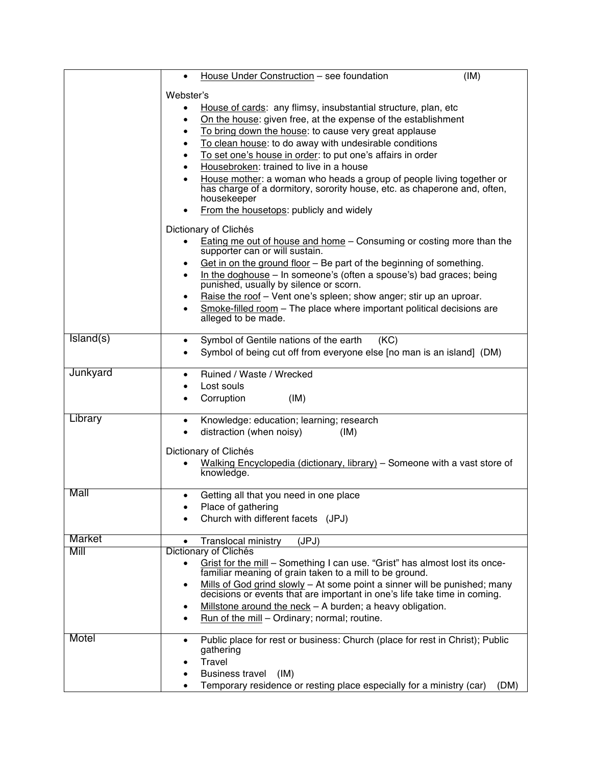| | |
|---|---|
| | • House Under Construction – see foundation (IM)<br><br>Webster's<br>• House of cards: any flimsy, insubstantial structure, plan, etc<br>• On the house: given free, at the expense of the establishment<br>• To bring down the house: to cause very great applause<br>• To clean house: to do away with undesirable conditions<br>• To set one's house in order: to put one's affairs in order<br>• Housebroken: trained to live in a house<br>• House mother: a woman who heads a group of people living together or has charge of a dormitory, sorority house, etc. as chaperone and, often, housekeeper<br>• From the housetops: publicly and widely<br><br>Dictionary of Clichés<br>• Eating me out of house and home – Consuming or costing more than the supporter can or will sustain.<br>• Get in on the ground floor – Be part of the beginning of something.<br>• In the doghouse – In someone's (often a spouse's) bad graces; being punished, usually by silence or scorn.<br>• Raise the roof – Vent one's spleen; show anger; stir up an uproar.<br>• Smoke-filled room – The place where important political decisions are alleged to be made. |
| Island(s) | • Symbol of Gentile nations of the earth (KC)<br>• Symbol of being cut off from everyone else [no man is an island] (DM) |
| Junkyard | • Ruined / Waste / Wrecked<br>• Lost souls<br>• Corruption (IM) |
| Library | • Knowledge: education; learning; research<br>• distraction (when noisy) (IM)<br><br>Dictionary of Clichés<br>• Walking Encyclopedia (dictionary, library) – Someone with a vast store of knowledge. |
| Mall | • Getting all that you need in one place<br>• Place of gathering<br>• Church with different facets (JPJ) |
| Market | • Translocal ministry (JPJ) |
| Mill | Dictionary of Clichés<br>• Grist for the mill – Something I can use. "Grist" has almost lost its once-familiar meaning of grain taken to a mill to be ground.<br>• Mills of God grind slowly – At some point a sinner will be punished; many decisions or events that are important in one's life take time in coming.<br>• Millstone around the neck – A burden; a heavy obligation.<br>• Run of the mill – Ordinary; normal; routine. |
| Motel | • Public place for rest or business: Church (place for rest in Christ); Public gathering<br>• Travel<br>• Business travel (IM)<br>• Temporary residence or resting place especially for a ministry (car) (DM) |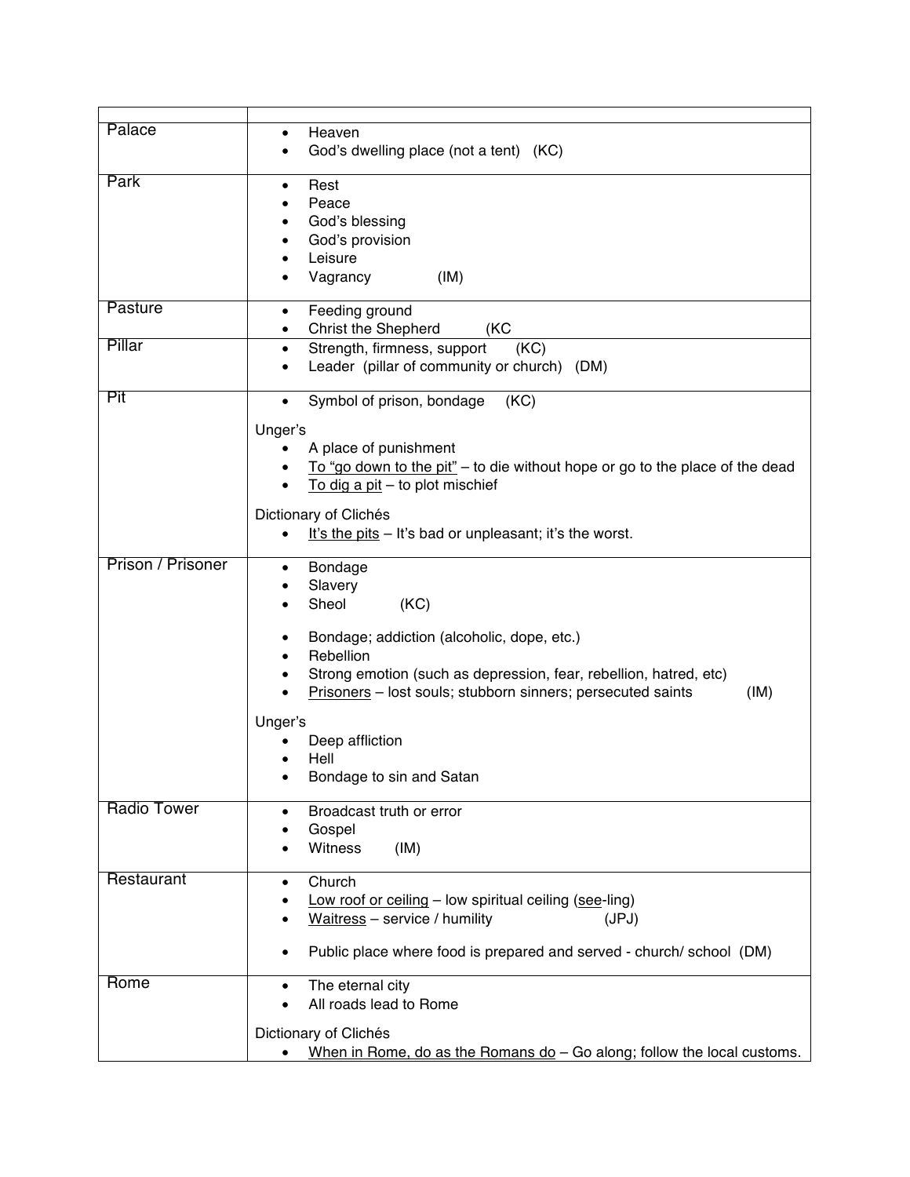| | |
|---|---|
| Palace | • Heaven<br>• God's dwelling place (not a tent) (KC) |
| Park | • Rest<br>• Peace<br>• God's blessing<br>• God's provision<br>• Leisure<br>• Vagrancy (IM) |
| Pasture | • Feeding ground<br>• Christ the Shepherd (KC |
| Pillar | • Strength, firmness, support (KC)<br>• Leader (pillar of community or church) (DM) |
| Pit | • Symbol of prison, bondage (KC)<br><br>Unger's<br>• A place of punishment<br>• <u>To "go down to the pit"</u> – to die without hope or go to the place of the dead<br>• <u>To dig a pit</u> – to plot mischief<br><br>Dictionary of Clichés<br>• <u>It's the pits</u> – It's bad or unpleasant; it's the worst. |
| Prison / Prisoner | • Bondage<br>• Slavery<br>• Sheol (KC)<br><br>• Bondage; addiction (alcoholic, dope, etc.)<br>• Rebellion<br>• Strong emotion (such as depression, fear, rebellion, hatred, etc)<br>• <u>Prisoners</u> – lost souls; stubborn sinners; persecuted saints (IM)<br><br>Unger's<br>• Deep affliction<br>• Hell<br>• Bondage to sin and Satan |
| Radio Tower | • Broadcast truth or error<br>• Gospel<br>• Witness (IM) |
| Restaurant | • Church<br>• <u>Low roof or ceiling</u> – low spiritual ceiling (<u>see</u>-ling)<br>• <u>Waitress</u> – service / humility (JPJ)<br><br>• Public place where food is prepared and served - church/ school (DM) |
| Rome | • The eternal city<br>• All roads lead to Rome<br><br>Dictionary of Clichés<br>• <u>When in Rome, do as the Romans do</u> – Go along; follow the local customs. |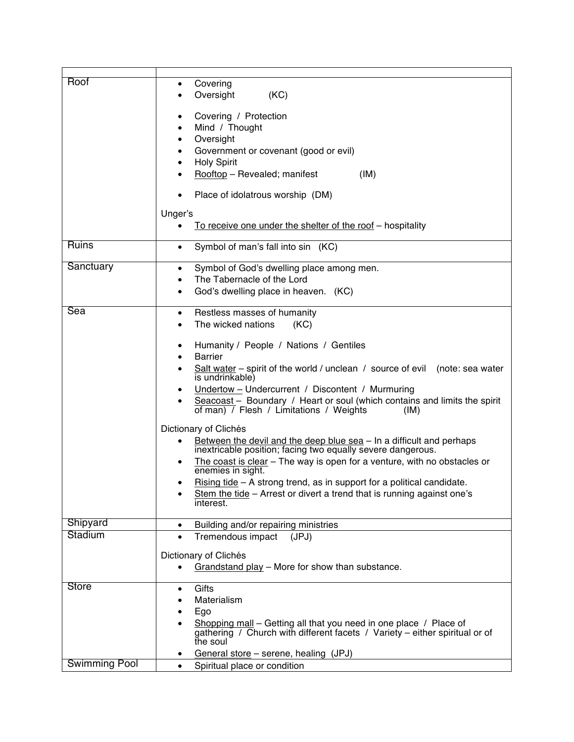| | |
|---|---|
| Roof | • Covering<br>• Oversight (KC)<br><br>• Covering / Protection<br>• Mind / Thought<br>• Oversight<br>• Government or covenant (good or evil)<br>• Holy Spirit<br>• Rooftop – Revealed; manifest (IM)<br><br>• Place of idolatrous worship (DM)<br><br>Unger's<br>• To receive one under the shelter of the roof – hospitality |
| Ruins | • Symbol of man's fall into sin (KC) |
| Sanctuary | • Symbol of God's dwelling place among men.<br>• The Tabernacle of the Lord<br>• God's dwelling place in heaven. (KC) |
| Sea | • Restless masses of humanity<br>• The wicked nations (KC)<br><br>• Humanity / People / Nations / Gentiles<br>• Barrier<br>• Salt water – spirit of the world / unclean / source of evil (note: sea water is undrinkable)<br>• Undertow – Undercurrent / Discontent / Murmuring<br>• Seacoast – Boundary / Heart or soul (which contains and limits the spirit of man) / Flesh / Limitations / Weights (IM)<br><br>Dictionary of Clichés<br>• Between the devil and the deep blue sea – In a difficult and perhaps inextricable position; facing two equally severe dangerous.<br>• The coast is clear – The way is open for a venture, with no obstacles or enemies in sight.<br>• Rising tide – A strong trend, as in support for a political candidate.<br>• Stem the tide – Arrest or divert a trend that is running against one's interest. |
| Shipyard | • Building and/or repairing ministries |
| Stadium | • Tremendous impact (JPJ)<br><br>Dictionary of Clichés<br>• Grandstand play – More for show than substance. |
| Store | • Gifts<br>• Materialism<br>• Ego<br>• Shopping mall – Getting all that you need in one place / Place of gathering / Church with different facets / Variety – either spiritual or of the soul<br>• General store – serene, healing (JPJ) |
| Swimming Pool | • Spiritual place or condition |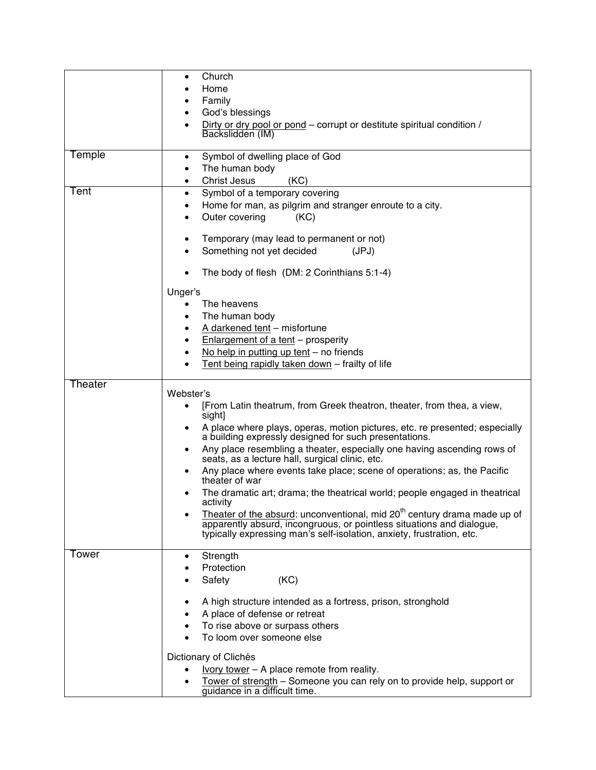| | |
|---|---|
| | • Church<br>• Home<br>• Family<br>• God's blessings<br>• <u>Dirty or dry pool or pond</u> – corrupt or destitute spiritual condition / Backslidden (IM) |
| Temple | • Symbol of dwelling place of God<br>• The human body<br>• Christ Jesus (KC) |
| Tent | • Symbol of a temporary covering<br>• Home for man, as pilgrim and stranger enroute to a city.<br>• Outer covering (KC)<br><br>• Temporary (may lead to permanent or not)<br>• Something not yet decided (JPJ)<br><br>• The body of flesh (DM: 2 Corinthians 5:1-4)<br><br>Unger's<br>• The heavens<br>• The human body<br>• <u>A darkened tent</u> – misfortune<br>• <u>Enlargement of a tent</u> – prosperity<br>• <u>No help in putting up tent</u> – no friends<br>• <u>Tent being rapidly taken down</u> – frailty of life |
| Theater | Webster's<br>• [From Latin theatrum, from Greek theatron, theater, from thea, a view, sight]<br>• A place where plays, operas, motion pictures, etc. re presented; especially a building expressly designed for such presentations.<br>• Any place resembling a theater, especially one having ascending rows of seats, as a lecture hall, surgical clinic, etc.<br>• Any place where events take place; scene of operations; as, the Pacific theater of war<br>• The dramatic art; drama; the theatrical world; people engaged in theatrical activity<br>• <u>Theater of the absurd</u>: unconventional, mid 20th century drama made up of apparently absurd, incongruous, or pointless situations and dialogue, typically expressing man's self-isolation, anxiety, frustration, etc. |
| Tower | • Strength<br>• Protection<br>• Safety (KC)<br><br>• A high structure intended as a fortress, prison, stronghold<br>• A place of defense or retreat<br>• To rise above or surpass others<br>• To loom over someone else<br><br>Dictionary of Clichés<br>• <u>Ivory tower</u> – A place remote from reality.<br>• <u>Tower of strength</u> – Someone you can rely on to provide help, support or guidance in a difficult time. |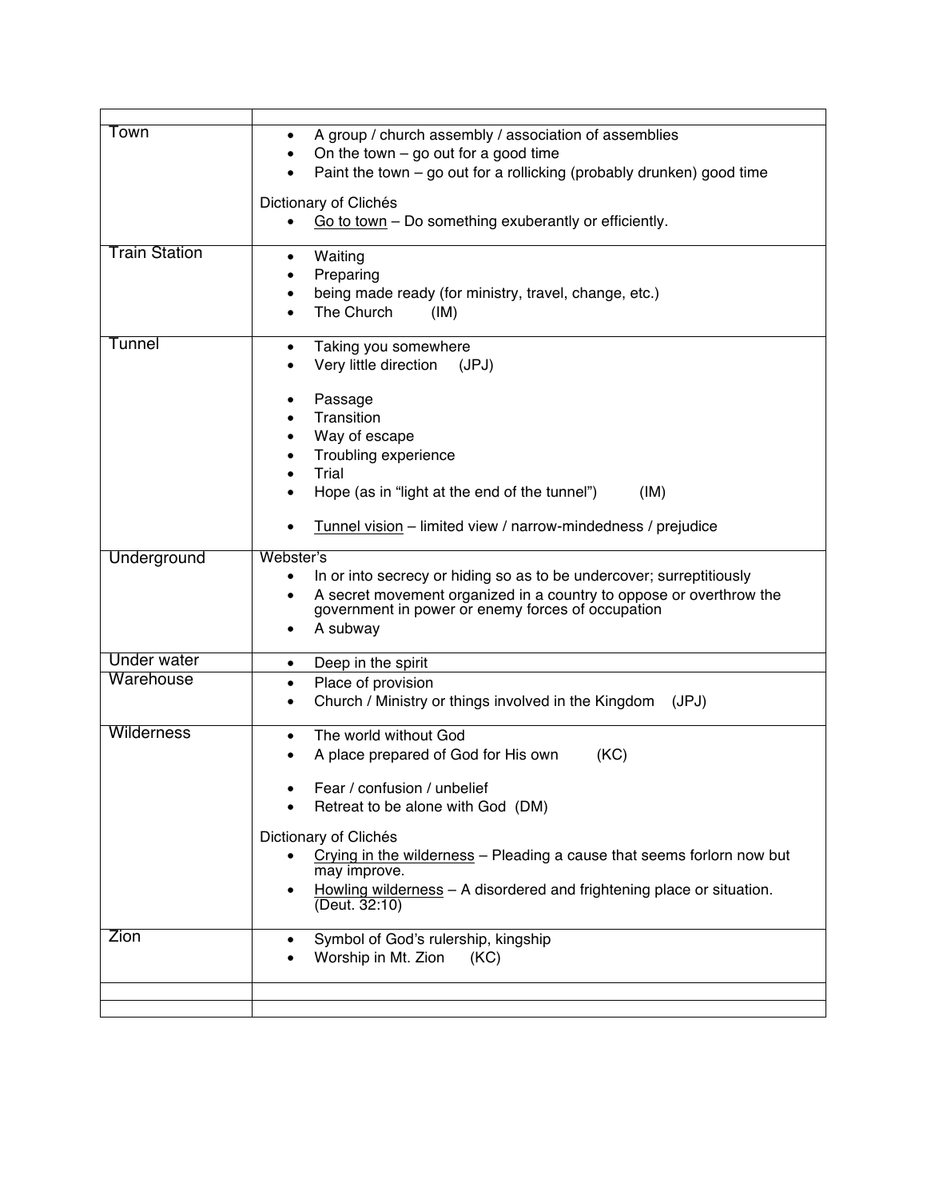| | |
|---|---|
| Town | • A group / church assembly / association of assemblies<br>• On the town – go out for a good time<br>• Paint the town – go out for a rollicking (probably drunken) good time<br><br>Dictionary of Clichés<br>• Go to town – Do something exuberantly or efficiently. |
| Train Station | • Waiting<br>• Preparing<br>• being made ready (for ministry, travel, change, etc.)<br>• The Church (IM) |
| Tunnel | • Taking you somewhere<br>• Very little direction (JPJ)<br><br>• Passage<br>• Transition<br>• Way of escape<br>• Troubling experience<br>• Trial<br>• Hope (as in "light at the end of the tunnel") (IM)<br><br>• Tunnel vision – limited view / narrow-mindedness / prejudice |
| Underground | Webster's<br>• In or into secrecy or hiding so as to be undercover; surreptitiously<br>• A secret movement organized in a country to oppose or overthrow the government in power or enemy forces of occupation<br>• A subway |
| Under water | • Deep in the spirit |
| Warehouse | • Place of provision<br>• Church / Ministry or things involved in the Kingdom (JPJ) |
| Wilderness | • The world without God<br>• A place prepared of God for His own (KC)<br><br>• Fear / confusion / unbelief<br>• Retreat to be alone with God (DM)<br><br>Dictionary of Clichés<br>• Crying in the wilderness – Pleading a cause that seems forlorn now but may improve.<br>• Howling wilderness – A disordered and frightening place or situation. (Deut. 32:10) |
| Zion | • Symbol of God's rulership, kingship<br>• Worship in Mt. Zion (KC) |
| | |
| | |